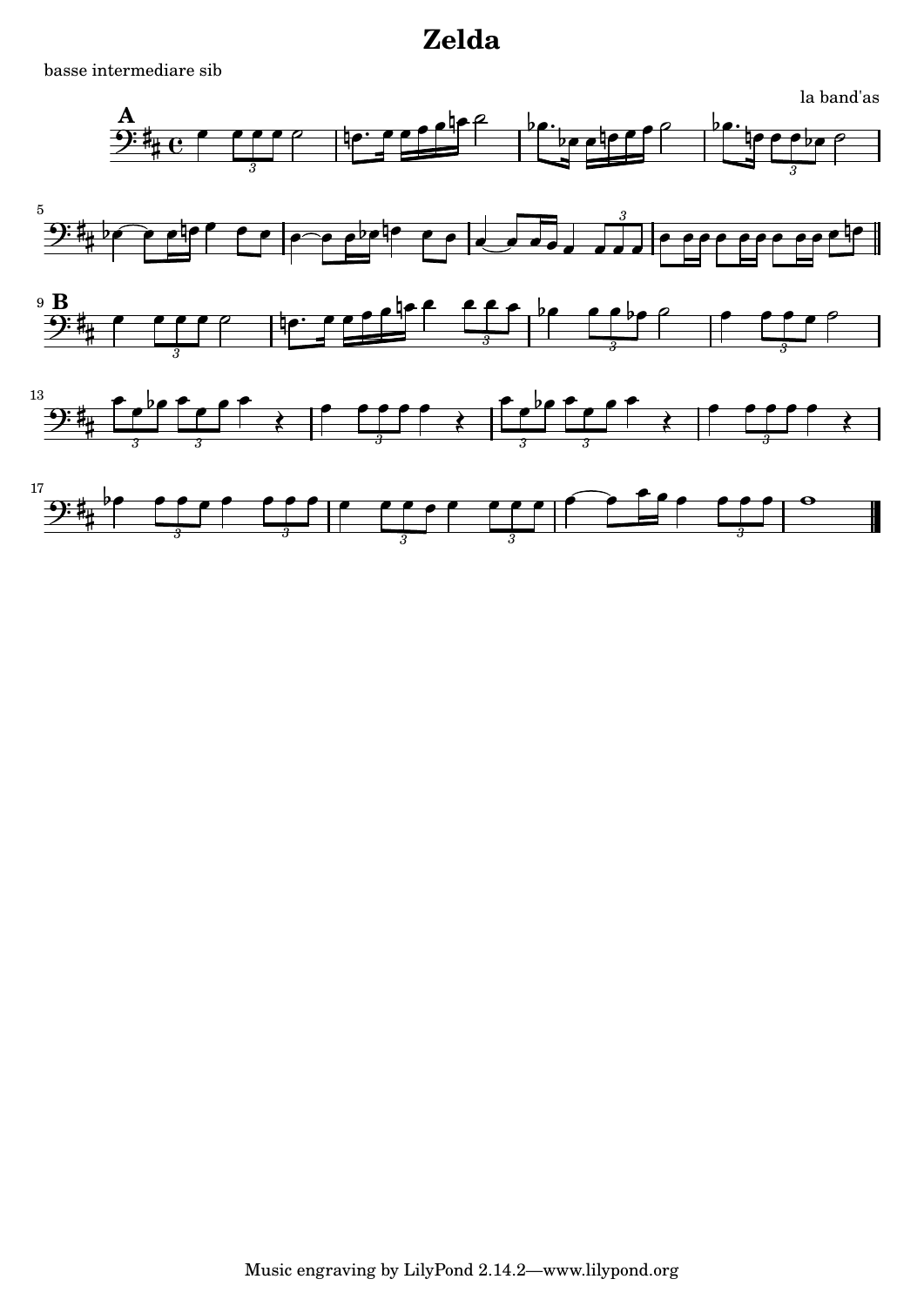# Zelda

basse intermediare sib

la band'as

**A**

**B**

Music engraving by LilyPond 2.14.2—www.lilypond.org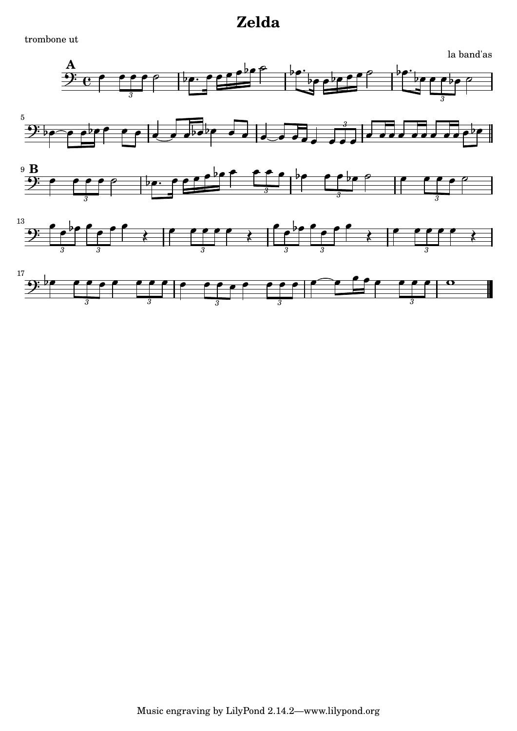# Zelda

trombone ut

la band'as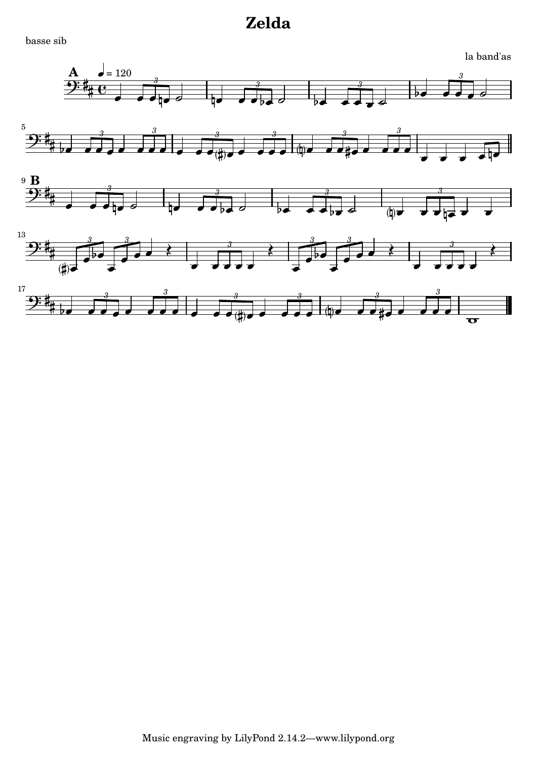# Zelda

basse sib

la band'as

Music engraving by LilyPond 2.14.2—www.lilypond.org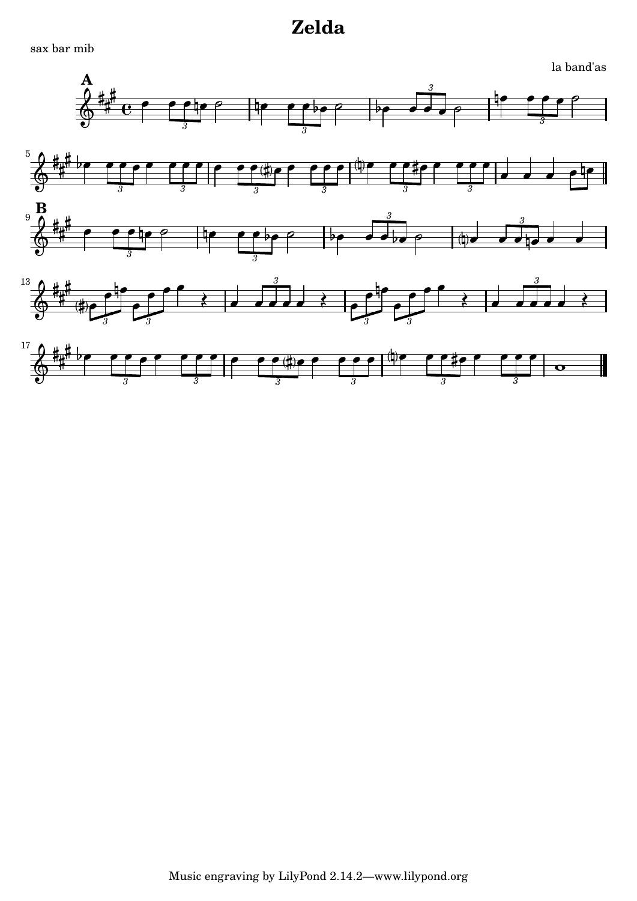# Zelda

sax bar mib

la band'as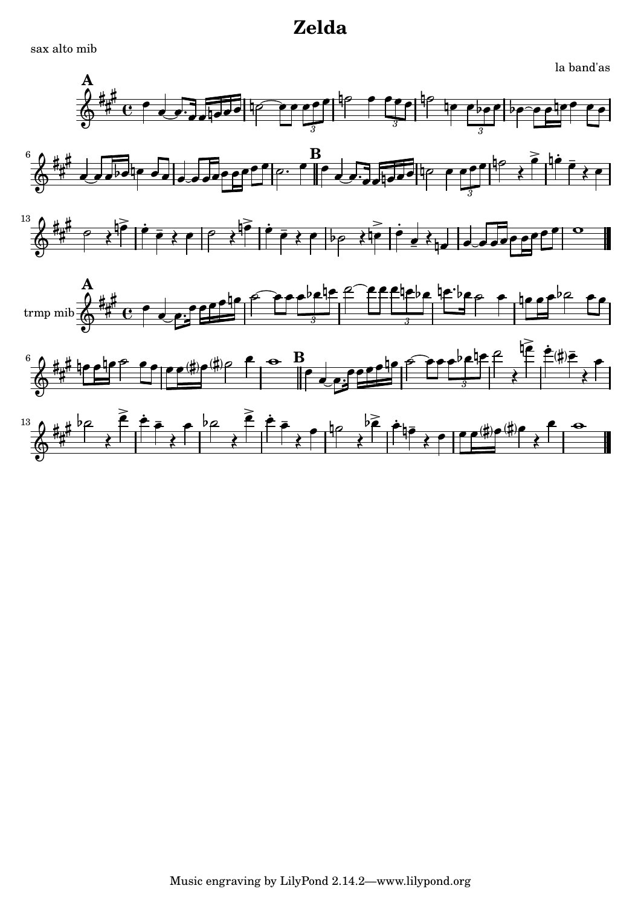# Zelda

sax alto mib

la band'as

trmp mib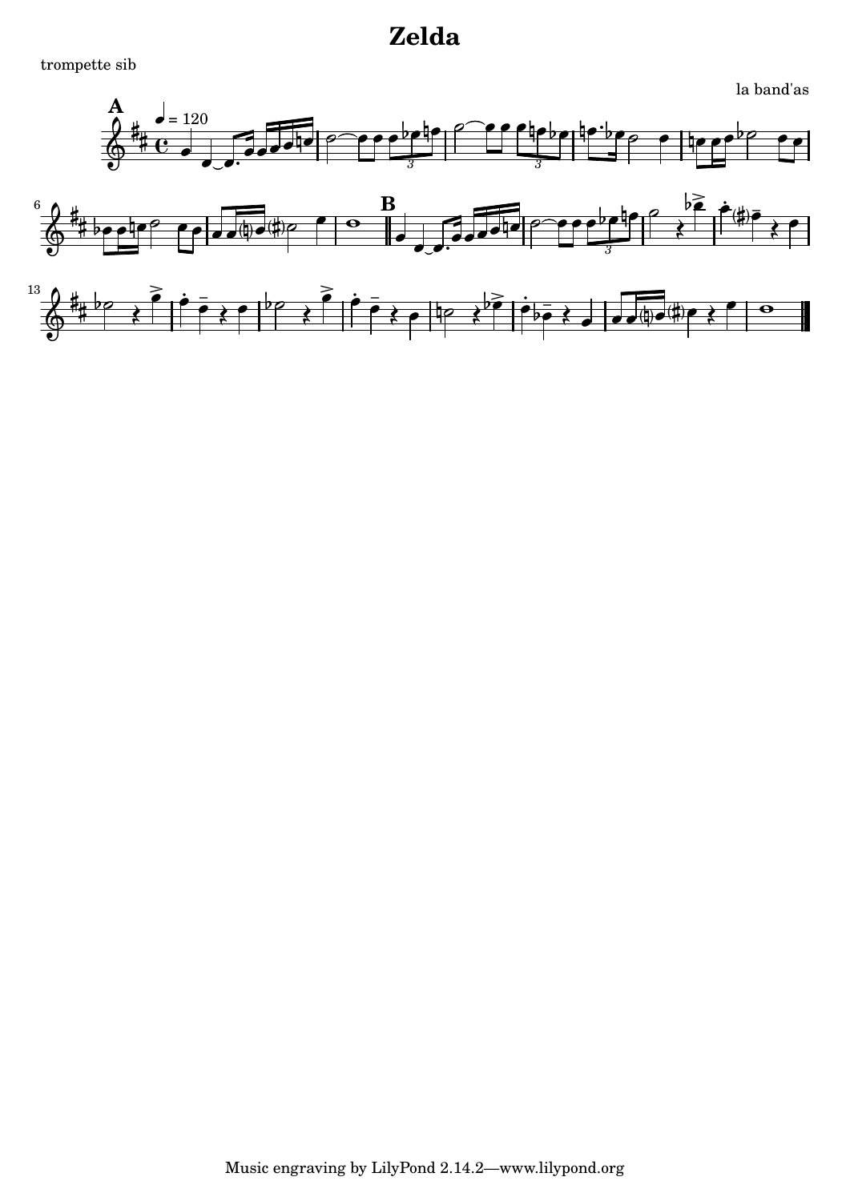# Zelda

trompette sib

la band'as